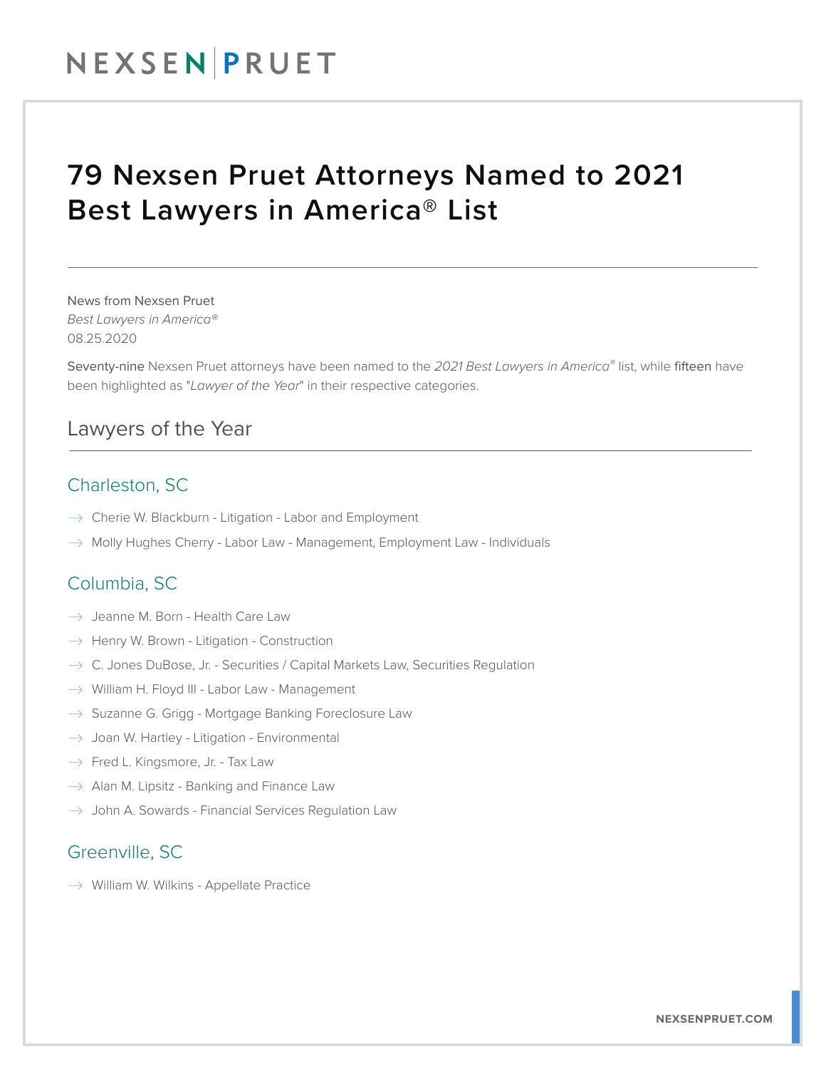# 79 Nexsen Pruet Attorneys Named to 2021 Best Lawyers in America® List

News from Nexsen Pruet
*Best Lawyers in America®*
08.25.2020

Seventy-nine Nexsen Pruet attorneys have been named to the *2021 Best Lawyers in America®* list, while fifteen have been highlighted as "*Lawyer of the Year*" in their respective categories.

## Lawyers of the Year

### Charleston, SC

- Cherie W. Blackburn - Litigation - Labor and Employment
- Molly Hughes Cherry - Labor Law - Management, Employment Law - Individuals

### Columbia, SC

- Jeanne M. Born - Health Care Law
- Henry W. Brown - Litigation - Construction
- C. Jones DuBose, Jr. - Securities / Capital Markets Law, Securities Regulation
- William H. Floyd III - Labor Law - Management
- Suzanne G. Grigg - Mortgage Banking Foreclosure Law
- Joan W. Hartley - Litigation - Environmental
- Fred L. Kingsmore, Jr. - Tax Law
- Alan M. Lipsitz - Banking and Finance Law
- John A. Sowards - Financial Services Regulation Law

### Greenville, SC

- William W. Wilkins - Appellate Practice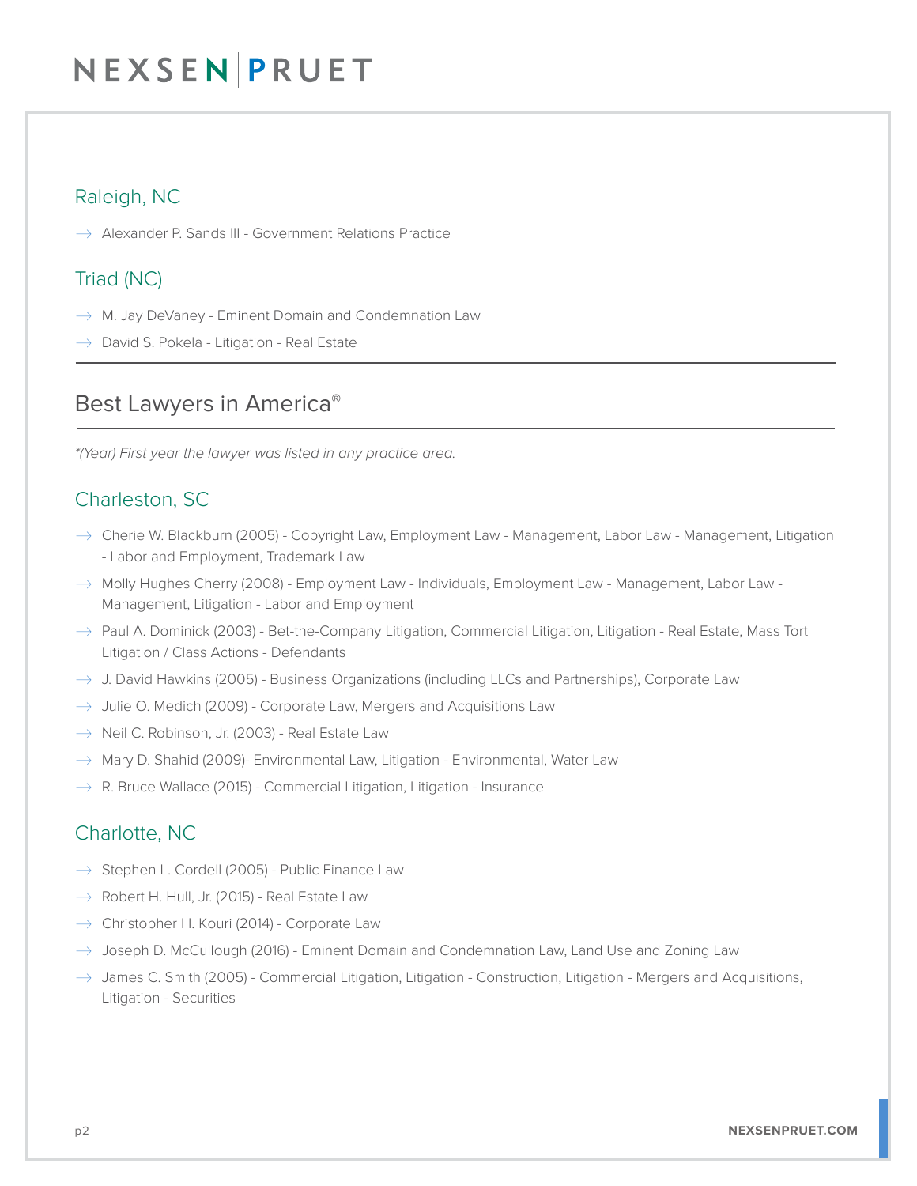### Raleigh, NC

- Alexander P. Sands III - Government Relations Practice

### Triad (NC)

- M. Jay DeVaney - Eminent Domain and Condemnation Law
- David S. Pokela - Litigation - Real Estate

## Best Lawyers in America®

*\*(Year) First year the lawyer was listed in any practice area.*

### Charleston, SC

- Cherie W. Blackburn (2005) - Copyright Law, Employment Law - Management, Labor Law - Management, Litigation - Labor and Employment, Trademark Law
- Molly Hughes Cherry (2008) - Employment Law - Individuals, Employment Law - Management, Labor Law - Management, Litigation - Labor and Employment
- Paul A. Dominick (2003) - Bet-the-Company Litigation, Commercial Litigation, Litigation - Real Estate, Mass Tort Litigation / Class Actions - Defendants
- J. David Hawkins (2005) - Business Organizations (including LLCs and Partnerships), Corporate Law
- Julie O. Medich (2009) - Corporate Law, Mergers and Acquisitions Law
- Neil C. Robinson, Jr. (2003) - Real Estate Law
- Mary D. Shahid (2009)- Environmental Law, Litigation - Environmental, Water Law
- R. Bruce Wallace (2015) - Commercial Litigation, Litigation - Insurance

### Charlotte, NC

- Stephen L. Cordell (2005) - Public Finance Law
- Robert H. Hull, Jr. (2015) - Real Estate Law
- Christopher H. Kouri (2014) - Corporate Law
- Joseph D. McCullough (2016) - Eminent Domain and Condemnation Law, Land Use and Zoning Law
- James C. Smith (2005) - Commercial Litigation, Litigation - Construction, Litigation - Mergers and Acquisitions, Litigation - Securities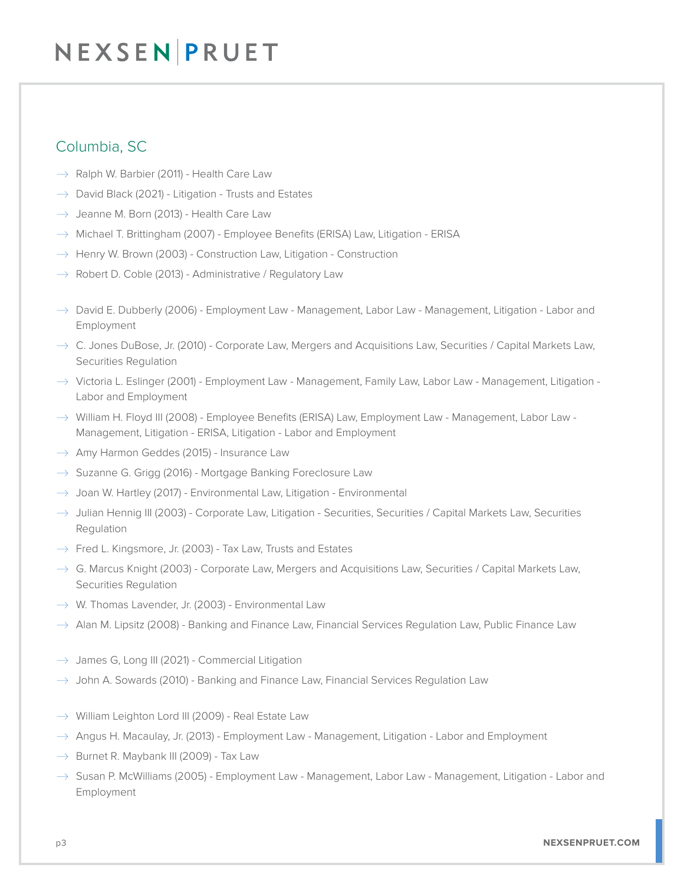## Columbia, SC

- Ralph W. Barbier (2011) - Health Care Law
- David Black (2021) - Litigation - Trusts and Estates
- Jeanne M. Born (2013) - Health Care Law
- Michael T. Brittingham (2007) - Employee Benefits (ERISA) Law, Litigation - ERISA
- Henry W. Brown (2003) - Construction Law, Litigation - Construction
- Robert D. Coble (2013) - Administrative / Regulatory Law

- David E. Dubberly (2006) - Employment Law - Management, Labor Law - Management, Litigation - Labor and Employment
- C. Jones DuBose, Jr. (2010) - Corporate Law, Mergers and Acquisitions Law, Securities / Capital Markets Law, Securities Regulation
- Victoria L. Eslinger (2001) - Employment Law - Management, Family Law, Labor Law - Management, Litigation - Labor and Employment
- William H. Floyd III (2008) - Employee Benefits (ERISA) Law, Employment Law - Management, Labor Law - Management, Litigation - ERISA, Litigation - Labor and Employment
- Amy Harmon Geddes (2015) - Insurance Law
- Suzanne G. Grigg (2016) - Mortgage Banking Foreclosure Law
- Joan W. Hartley (2017) - Environmental Law, Litigation - Environmental
- Julian Hennig III (2003) - Corporate Law, Litigation - Securities, Securities / Capital Markets Law, Securities Regulation
- Fred L. Kingsmore, Jr. (2003) - Tax Law, Trusts and Estates
- G. Marcus Knight (2003) - Corporate Law, Mergers and Acquisitions Law, Securities / Capital Markets Law, Securities Regulation
- W. Thomas Lavender, Jr. (2003) - Environmental Law
- Alan M. Lipsitz (2008) - Banking and Finance Law, Financial Services Regulation Law, Public Finance Law

- James G, Long III (2021) - Commercial Litigation
- John A. Sowards (2010) - Banking and Finance Law, Financial Services Regulation Law

- William Leighton Lord III (2009) - Real Estate Law
- Angus H. Macaulay, Jr. (2013) - Employment Law - Management, Litigation - Labor and Employment
- Burnet R. Maybank III (2009) - Tax Law
- Susan P. McWilliams (2005) - Employment Law - Management, Labor Law - Management, Litigation - Labor and Employment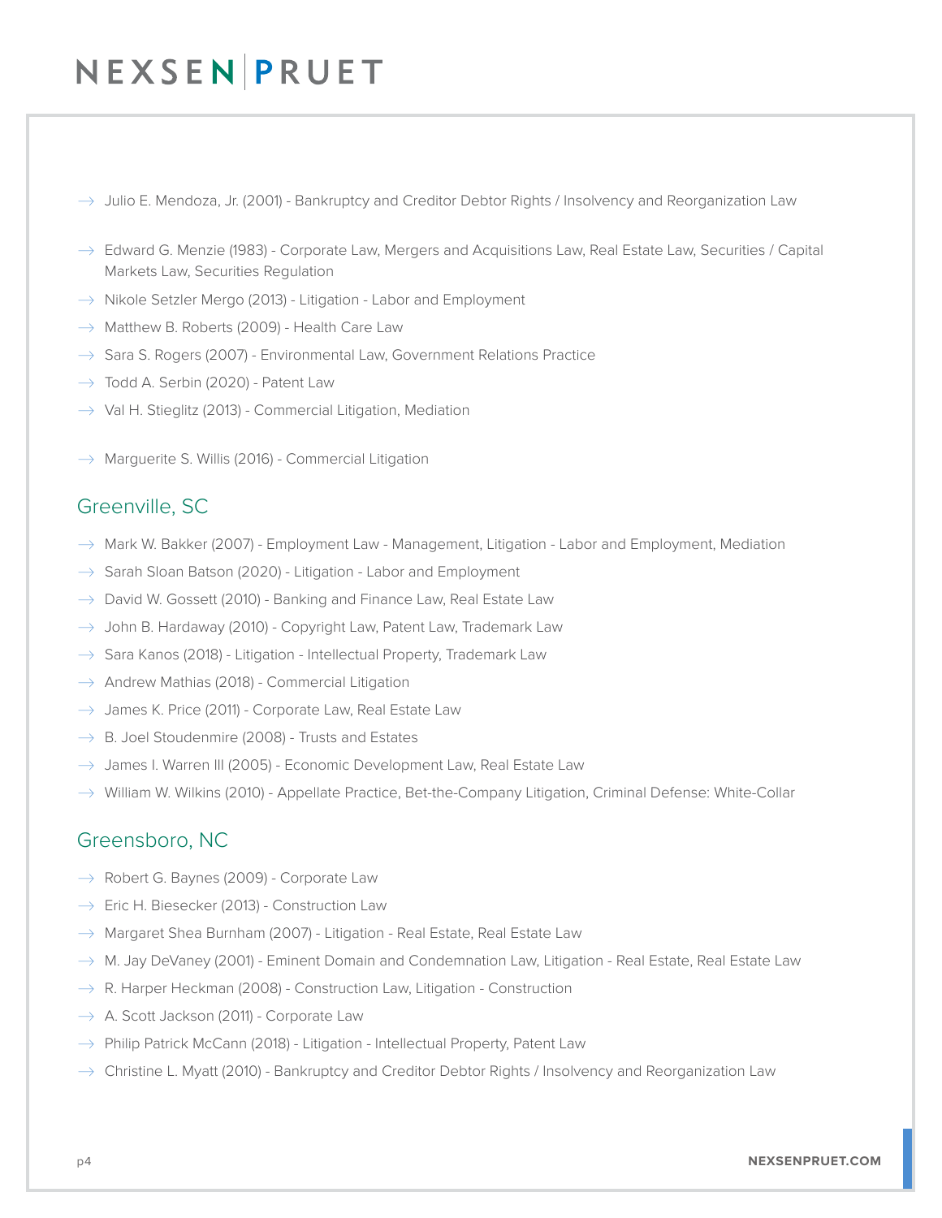- Julio E. Mendoza, Jr. (2001) - Bankruptcy and Creditor Debtor Rights / Insolvency and Reorganization Law
- Edward G. Menzie (1983) - Corporate Law, Mergers and Acquisitions Law, Real Estate Law, Securities / Capital Markets Law, Securities Regulation
- Nikole Setzler Mergo (2013) - Litigation - Labor and Employment
- Matthew B. Roberts (2009) - Health Care Law
- Sara S. Rogers (2007) - Environmental Law, Government Relations Practice
- Todd A. Serbin (2020) - Patent Law
- Val H. Stieglitz (2013) - Commercial Litigation, Mediation
- Marguerite S. Willis (2016) - Commercial Litigation

## Greenville, SC

- Mark W. Bakker (2007) - Employment Law - Management, Litigation - Labor and Employment, Mediation
- Sarah Sloan Batson (2020) - Litigation - Labor and Employment
- David W. Gossett (2010) - Banking and Finance Law, Real Estate Law
- John B. Hardaway (2010) - Copyright Law, Patent Law, Trademark Law
- Sara Kanos (2018) - Litigation - Intellectual Property, Trademark Law
- Andrew Mathias (2018) - Commercial Litigation
- James K. Price (2011) - Corporate Law, Real Estate Law
- B. Joel Stoudenmire (2008) - Trusts and Estates
- James I. Warren III (2005) - Economic Development Law, Real Estate Law
- William W. Wilkins (2010) - Appellate Practice, Bet-the-Company Litigation, Criminal Defense: White-Collar

## Greensboro, NC

- Robert G. Baynes (2009) - Corporate Law
- Eric H. Biesecker (2013) - Construction Law
- Margaret Shea Burnham (2007) - Litigation - Real Estate, Real Estate Law
- M. Jay DeVaney (2001) - Eminent Domain and Condemnation Law, Litigation - Real Estate, Real Estate Law
- R. Harper Heckman (2008) - Construction Law, Litigation - Construction
- A. Scott Jackson (2011) - Corporate Law
- Philip Patrick McCann (2018) - Litigation - Intellectual Property, Patent Law
- Christine L. Myatt (2010) - Bankruptcy and Creditor Debtor Rights / Insolvency and Reorganization Law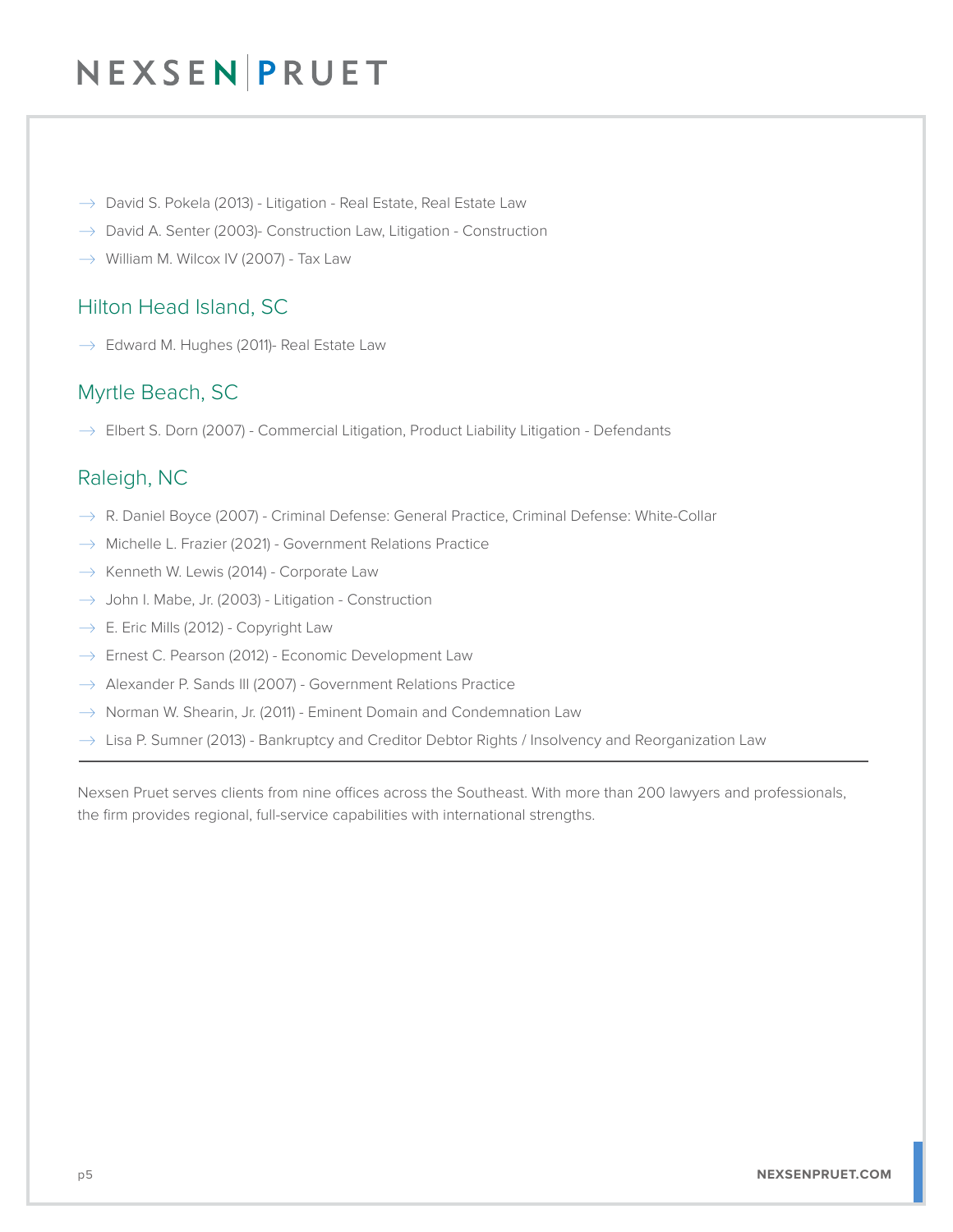- David S. Pokela (2013) - Litigation - Real Estate, Real Estate Law
- David A. Senter (2003)- Construction Law, Litigation - Construction
- William M. Wilcox IV (2007) - Tax Law

## Hilton Head Island, SC

- Edward M. Hughes (2011)- Real Estate Law

## Myrtle Beach, SC

- Elbert S. Dorn (2007) - Commercial Litigation, Product Liability Litigation - Defendants

## Raleigh, NC

- R. Daniel Boyce (2007) - Criminal Defense: General Practice, Criminal Defense: White-Collar
- Michelle L. Frazier (2021) - Government Relations Practice
- Kenneth W. Lewis (2014) - Corporate Law
- John I. Mabe, Jr. (2003) - Litigation - Construction
- E. Eric Mills (2012) - Copyright Law
- Ernest C. Pearson (2012) - Economic Development Law
- Alexander P. Sands III (2007) - Government Relations Practice
- Norman W. Shearin, Jr. (2011) - Eminent Domain and Condemnation Law
- Lisa P. Sumner (2013) - Bankruptcy and Creditor Debtor Rights / Insolvency and Reorganization Law

---

Nexsen Pruet serves clients from nine offices across the Southeast. With more than 200 lawyers and professionals, the firm provides regional, full-service capabilities with international strengths.